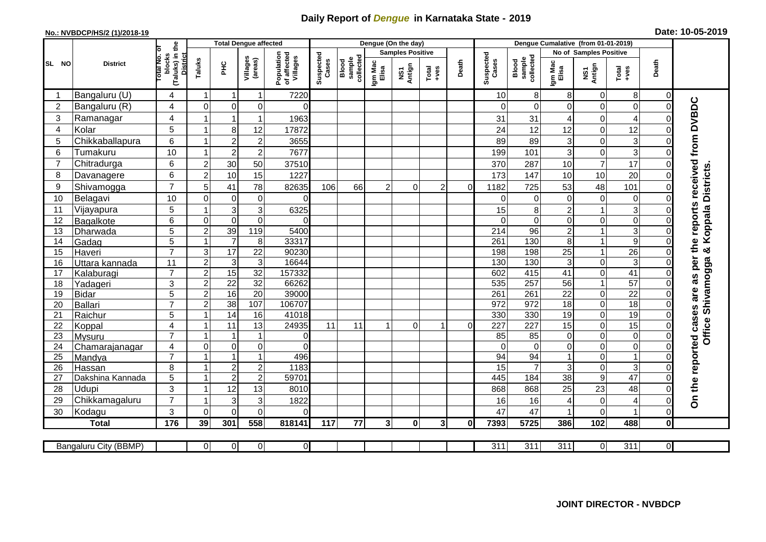# Daily Report of *Dengue* in Karnataka State - 2019

**No.: NVBDCP/HS/2 (1)/2018-19**

**Date: 10-05-2019**

| SL NO | District | Total No. of blocks (Taluks) in the District | Total Dengue affected | | | | Dengue (On the day) | | | | | | Dengue Cumalative (from 01-01-2019) | | | | | | |
|---|---|---|---|---|---|---|---|---|---|---|---|---|---|---|---|---|---|---|---|
| | | | Taluks | PHC | Villages (areas) | Population of affected Villages | Suspected Cases | Blood sample collected | Samples Positive | | | Death | Suspected Cases | Blood sample collected | No of Samples Positive | | | Death | |
| | | | | | | | | | Igm Mac Elisa | NS1 Antign | Total +ves | | | | Igm Mac Elisa | NS1 Antign | Total +ves | | |
| 1 | Bangaluru (U) | 4 | 1 | 1 | 1 | 7220 | | | | | | | 10 | 8 | 8 | 0 | 8 | 0 | On the reported cases are as per the reports received from DVBDC Office Shivamogga & Koppala Districts. |
| 2 | Bangaluru (R) | 4 | 0 | 0 | 0 | 0 | | | | | | | 0 | 0 | 0 | 0 | 0 | 0 | |
| 3 | Ramanagar | 4 | 1 | 1 | 1 | 1963 | | | | | | | 31 | 31 | 4 | 0 | 4 | 0 | |
| 4 | Kolar | 5 | 1 | 8 | 12 | 17872 | | | | | | | 24 | 12 | 12 | 0 | 12 | 0 | |
| 5 | Chikkaballapura | 6 | 1 | 2 | 2 | 3655 | | | | | | | 89 | 89 | 3 | 0 | 3 | 0 | |
| 6 | Tumakuru | 10 | 1 | 2 | 2 | 7677 | | | | | | | 199 | 101 | 3 | 0 | 3 | 0 | |
| 7 | Chitradurga | 6 | 2 | 30 | 50 | 37510 | | | | | | | 370 | 287 | 10 | 7 | 17 | 0 | |
| 8 | Davanagere | 6 | 2 | 10 | 15 | 1227 | | | | | | | 173 | 147 | 10 | 10 | 20 | 0 | |
| 9 | Shivamogga | 7 | 5 | 41 | 78 | 82635 | 106 | 66 | 2 | 0 | 2 | 0 | 1182 | 725 | 53 | 48 | 101 | 0 | |
| 10 | Belagavi | 10 | 0 | 0 | 0 | 0 | | | | | | | 0 | 0 | 0 | 0 | 0 | 0 | |
| 11 | Vijayapura | 5 | 1 | 3 | 3 | 6325 | | | | | | | 15 | 8 | 2 | 1 | 3 | 0 | |
| 12 | Bagalkote | 6 | 0 | 0 | 0 | 0 | | | | | | | 0 | 0 | 0 | 0 | 0 | 0 | |
| 13 | Dharwada | 5 | 2 | 39 | 119 | 5400 | | | | | | | 214 | 96 | 2 | 1 | 3 | 0 | |
| 14 | Gadag | 5 | 1 | 7 | 8 | 33317 | | | | | | | 261 | 130 | 8 | 1 | 9 | 0 | |
| 15 | Haveri | 7 | 3 | 17 | 22 | 90230 | | | | | | | 198 | 198 | 25 | 1 | 26 | 0 | |
| 16 | Uttara kannada | 11 | 2 | 3 | 3 | 16644 | | | | | | | 130 | 130 | 3 | 0 | 3 | 0 | |
| 17 | Kalaburagi | 7 | 2 | 15 | 32 | 157332 | | | | | | | 602 | 415 | 41 | 0 | 41 | 0 | |
| 18 | Yadageri | 3 | 2 | 22 | 32 | 66262 | | | | | | | 535 | 257 | 56 | 1 | 57 | 0 | |
| 19 | Bidar | 5 | 2 | 16 | 20 | 39000 | | | | | | | 261 | 261 | 22 | 0 | 22 | 0 | |
| 20 | Ballari | 7 | 2 | 38 | 107 | 106707 | | | | | | | 972 | 972 | 18 | 0 | 18 | 0 | |
| 21 | Raichur | 5 | 1 | 14 | 16 | 41018 | | | | | | | 330 | 330 | 19 | 0 | 19 | 0 | |
| 22 | Koppal | 4 | 1 | 11 | 13 | 24935 | 11 | 11 | 1 | 0 | 1 | 0 | 227 | 227 | 15 | 0 | 15 | 0 | |
| 23 | Mysuru | 7 | 1 | 1 | 1 | 0 | | | | | | | 85 | 85 | 0 | 0 | 0 | 0 | |
| 24 | Chamarajanagar | 4 | 0 | 0 | 0 | 0 | | | | | | | 0 | 0 | 0 | 0 | 0 | 0 | |
| 25 | Mandya | 7 | 1 | 1 | 1 | 496 | | | | | | | 94 | 94 | 1 | 0 | 1 | 0 | |
| 26 | Hassan | 8 | 1 | 2 | 2 | 1183 | | | | | | | 15 | 7 | 3 | 0 | 3 | 0 | |
| 27 | Dakshina Kannada | 5 | 1 | 2 | 2 | 59701 | | | | | | | 445 | 184 | 38 | 9 | 47 | 0 | |
| 28 | Udupi | 3 | 1 | 12 | 13 | 8010 | | | | | | | 868 | 868 | 25 | 23 | 48 | 0 | |
| 29 | Chikkamagaluru | 7 | 1 | 3 | 3 | 1822 | | | | | | | 16 | 16 | 4 | 0 | 4 | 0 | |
| 30 | Kodagu | 3 | 0 | 0 | 0 | 0 | | | | | | | 47 | 47 | 1 | 0 | 1 | 0 | |
| | **Total** | **176** | **39** | **301** | **558** | **818141** | **117** | **77** | **3** | **0** | **3** | **0** | **7393** | **5725** | **386** | **102** | **488** | **0** | |

| Bangaluru City (BBMP) | | 0 | 0 | 0 | 0 | | | | | | | 311 | 311 | 311 | 0 | 311 | 0 |
|---|---|---|---|---|---|---|---|---|---|---|---|---|---|---|---|---|---|

**JOINT DIRECTOR - NVBDCP**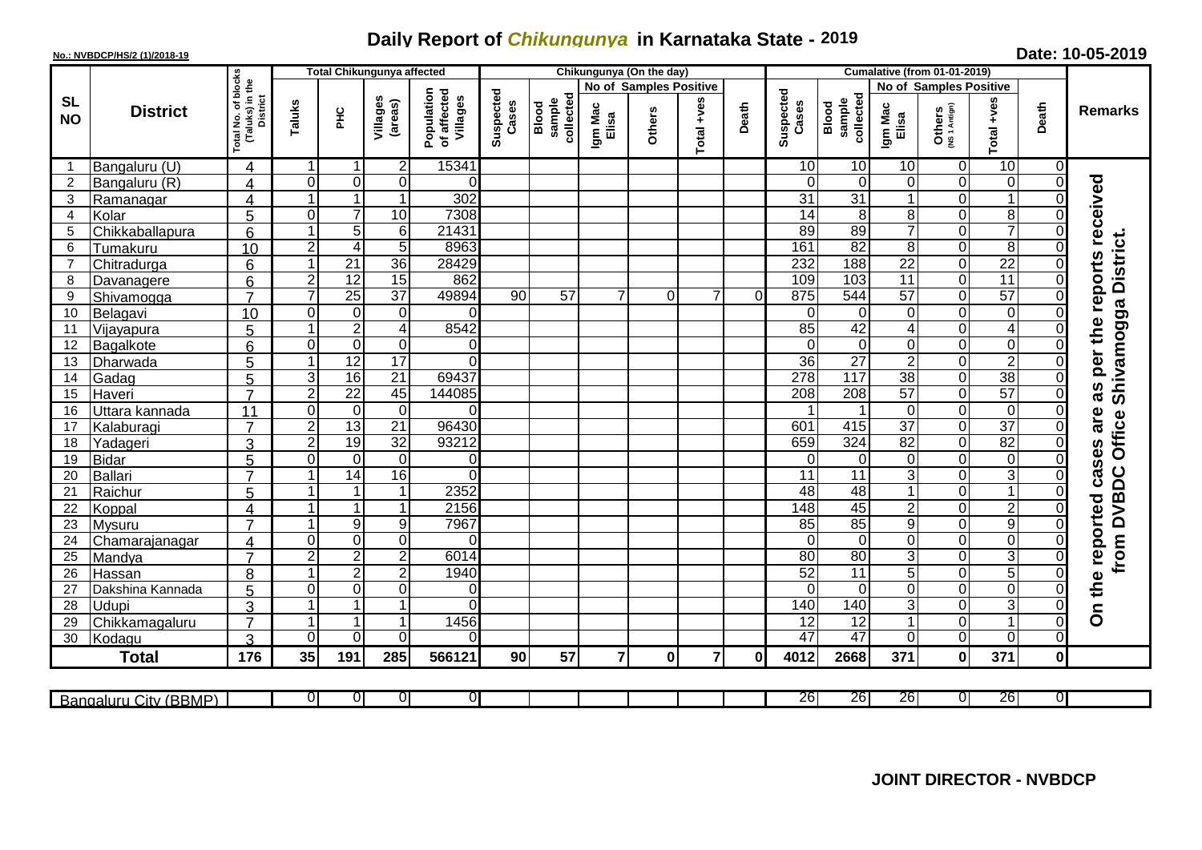# Daily Report of *Chikungunya* in Karnataka State - 2019

**No.: NVBDCP/HS/2 (1)/2018-19**

**Date: 10-05-2019**

| SL NO | District | Total No. of blocks (Taluks) in the District | Total Chikungunya affected | | | | Chikungunya (On the day) | | | | | | | Cumalative (from 01-01-2019) | | | | | | | Remarks |
|---|---|---|---|---|---|---|---|---|---|---|---|---|---|---|---|---|---|---|---|---|---|
| | | | Taluks | PHC | Villages (areas) | Population of affected Villages | Suspected Cases | Blood sample collected | No of Samples Positive | | | Death | Suspected Cases | Blood sample collected | No of Samples Positive | | | Death | |
| | | | | | | | | | Igm Mac Elisa | Others | Total +ves | | | | Igm Mac Elisa | Others (NS1 Antign) | Total +ves | | |
| 1 | Bangaluru (U) | 4 | 1 | 1 | 2 | 15341 | | | | | | | 10 | 10 | 10 | 0 | 10 | 0 | On the reported cases are as per the reports received from DVBDC Office Shivamogga District. |
| 2 | Bangaluru (R) | 4 | 0 | 0 | 0 | 0 | | | | | | | 0 | 0 | 0 | 0 | 0 | 0 | |
| 3 | Ramanagar | 4 | 1 | 1 | 1 | 302 | | | | | | | 31 | 31 | 1 | 0 | 1 | 0 | |
| 4 | Kolar | 5 | 0 | 7 | 10 | 7308 | | | | | | | 14 | 8 | 8 | 0 | 8 | 0 | |
| 5 | Chikkaballapura | 6 | 1 | 5 | 6 | 21431 | | | | | | | 89 | 89 | 7 | 0 | 7 | 0 | |
| 6 | Tumakuru | 10 | 2 | 4 | 5 | 8963 | | | | | | | 161 | 82 | 8 | 0 | 8 | 0 | |
| 7 | Chitradurga | 6 | 1 | 21 | 36 | 28429 | | | | | | | 232 | 188 | 22 | 0 | 22 | 0 | |
| 8 | Davanagere | 6 | 2 | 12 | 15 | 862 | | | | | | | 109 | 103 | 11 | 0 | 11 | 0 | |
| 9 | Shivamogga | 7 | 7 | 25 | 37 | 49894 | 90 | 57 | 7 | 0 | 7 | 0 | 875 | 544 | 57 | 0 | 57 | 0 | |
| 10 | Belagavi | 10 | 0 | 0 | 0 | 0 | | | | | | | 0 | 0 | 0 | 0 | 0 | 0 | |
| 11 | Vijayapura | 5 | 1 | 2 | 4 | 8542 | | | | | | | 85 | 42 | 4 | 0 | 4 | 0 | |
| 12 | Bagalkote | 6 | 0 | 0 | 0 | 0 | | | | | | | 0 | 0 | 0 | 0 | 0 | 0 | |
| 13 | Dharwada | 5 | 1 | 12 | 17 | 0 | | | | | | | 36 | 27 | 2 | 0 | 2 | 0 | |
| 14 | Gadag | 5 | 3 | 16 | 21 | 69437 | | | | | | | 278 | 117 | 38 | 0 | 38 | 0 | |
| 15 | Haveri | 7 | 2 | 22 | 45 | 144085 | | | | | | | 208 | 208 | 57 | 0 | 57 | 0 | |
| 16 | Uttara kannada | 11 | 0 | 0 | 0 | 0 | | | | | | | 1 | 1 | 0 | 0 | 0 | 0 | |
| 17 | Kalaburagi | 7 | 2 | 13 | 21 | 96430 | | | | | | | 601 | 415 | 37 | 0 | 37 | 0 | |
| 18 | Yadageri | 3 | 2 | 19 | 32 | 93212 | | | | | | | 659 | 324 | 82 | 0 | 82 | 0 | |
| 19 | Bidar | 5 | 0 | 0 | 0 | 0 | | | | | | | 0 | 0 | 0 | 0 | 0 | 0 | |
| 20 | Ballari | 7 | 1 | 14 | 16 | 0 | | | | | | | 11 | 11 | 3 | 0 | 3 | 0 | |
| 21 | Raichur | 5 | 1 | 1 | 1 | 2352 | | | | | | | 48 | 48 | 1 | 0 | 1 | 0 | |
| 22 | Koppal | 4 | 1 | 1 | 1 | 2156 | | | | | | | 148 | 45 | 2 | 0 | 2 | 0 | |
| 23 | Mysuru | 7 | 1 | 9 | 9 | 7967 | | | | | | | 85 | 85 | 9 | 0 | 9 | 0 | |
| 24 | Chamarajanagar | 4 | 0 | 0 | 0 | 0 | | | | | | | 0 | 0 | 0 | 0 | 0 | 0 | |
| 25 | Mandya | 7 | 2 | 2 | 2 | 6014 | | | | | | | 80 | 80 | 3 | 0 | 3 | 0 | |
| 26 | Hassan | 8 | 1 | 2 | 2 | 1940 | | | | | | | 52 | 11 | 5 | 0 | 5 | 0 | |
| 27 | Dakshina Kannada | 5 | 0 | 0 | 0 | 0 | | | | | | | 0 | 0 | 0 | 0 | 0 | 0 | |
| 28 | Udupi | 3 | 1 | 1 | 1 | 0 | | | | | | | 140 | 140 | 3 | 0 | 3 | 0 | |
| 29 | Chikkamagaluru | 7 | 1 | 1 | 1 | 1456 | | | | | | | 12 | 12 | 1 | 0 | 1 | 0 | |
| 30 | Kodagu | 3 | 0 | 0 | 0 | 0 | | | | | | | 47 | 47 | 0 | 0 | 0 | 0 | |
| | **Total** | **176** | **35** | **191** | **285** | **566121** | **90** | **57** | **7** | **0** | **7** | **0** | **4012** | **2668** | **371** | **0** | **371** | **0** | |

| | | | | | | | | | | | | | | | | | | | |
|---|---|---|---|---|---|---|---|---|---|---|---|---|---|---|---|---|---|---|---|
| Bangaluru City (BBMP) | | 0 | 0 | 0 | 0 | | | | | | | 26 | 26 | 26 | 0 | 26 | 0 | |

**JOINT DIRECTOR - NVBDCP**